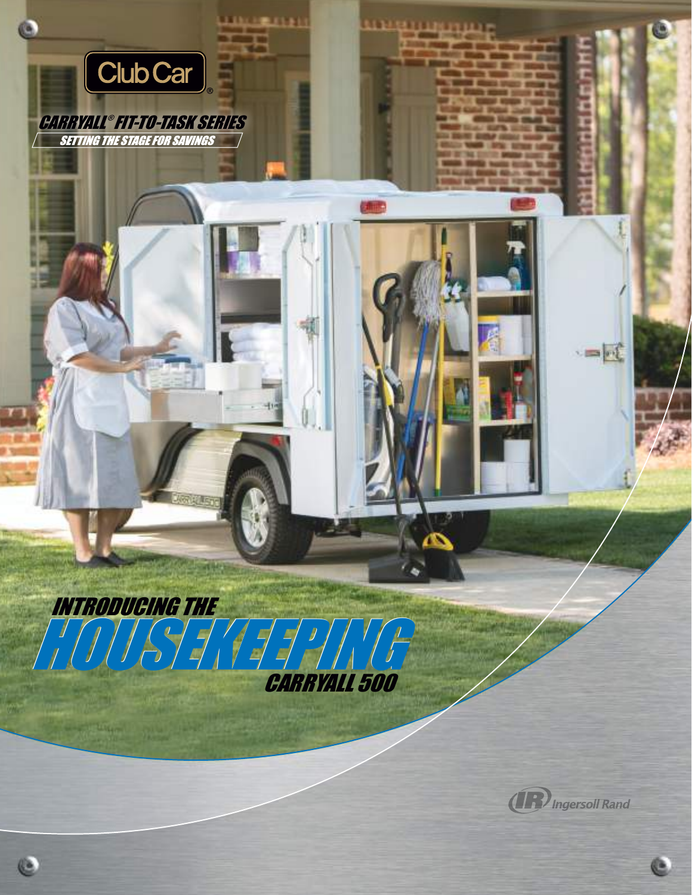Club Car®

CARRYALL® FIT-TO-TASK SERIES

SETTING THE STAGE FOR SAVINGS

# INTRODUCING THE HOUSEKEEPING CARRYALL 500

Ingersoll Rand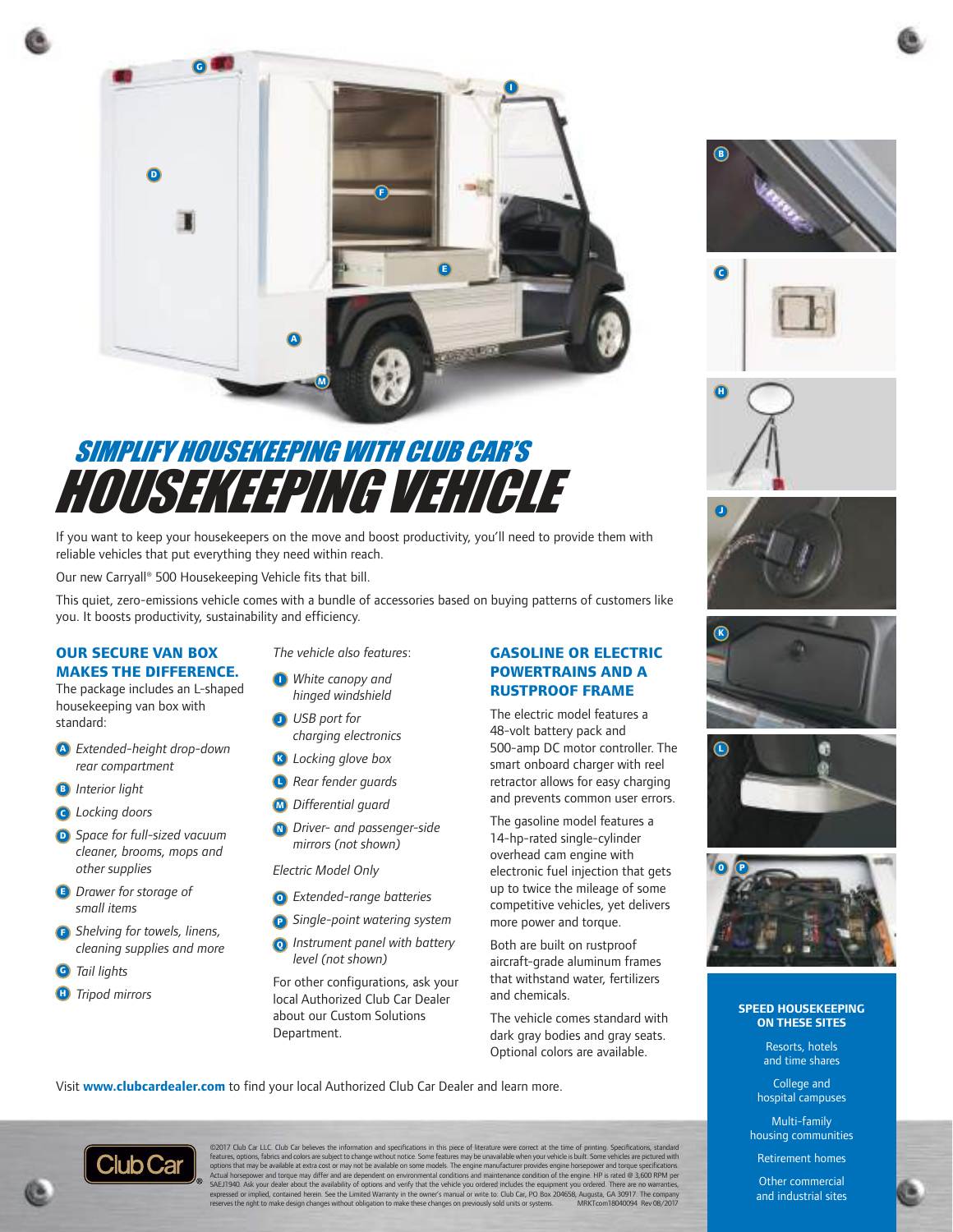# SIMPLIFY HOUSEKEEPING WITH CLUB CAR'S HOUSEKEEPING VEHICLE

If you want to keep your housekeepers on the move and boost productivity, you'll need to provide them with reliable vehicles that put everything they need within reach.

Our new Carryall® 500 Housekeeping Vehicle fits that bill.

This quiet, zero-emissions vehicle comes with a bundle of accessories based on buying patterns of customers like you. It boosts productivity, sustainability and efficiency.

## OUR SECURE VAN BOX MAKES THE DIFFERENCE.

The package includes an L-shaped housekeeping van box with standard:

- **A** *Extended-height drop-down rear compartment*
- **B** *Interior light*
- **C** *Locking doors*
- **D** *Space for full-sized vacuum cleaner, brooms, mops and other supplies*
- **E** *Drawer for storage of small items*
- **F** *Shelving for towels, linens, cleaning supplies and more*
- **G** *Tail lights*
- **H** *Tripod mirrors*

*The vehicle also features:*

- **I** *White canopy and hinged windshield*
- **J** *USB port for charging electronics*
- **K** *Locking glove box*
- **L** *Rear fender guards*
- **M** *Differential guard*
- **N** *Driver- and passenger-side mirrors (not shown)*

*Electric Model Only*

- **O** *Extended-range batteries*
- **P** *Single-point watering system*
- **Q** *Instrument panel with battery level (not shown)*

For other configurations, ask your local Authorized Club Car Dealer about our Custom Solutions Department.

## GASOLINE OR ELECTRIC POWERTRAINS AND A RUSTPROOF FRAME

The electric model features a 48-volt battery pack and 500-amp DC motor controller. The smart onboard charger with reel retractor allows for easy charging and prevents common user errors.

The gasoline model features a 14-hp-rated single-cylinder overhead cam engine with electronic fuel injection that gets up to twice the mileage of some competitive vehicles, yet delivers more power and torque.

Both are built on rustproof aircraft-grade aluminum frames that withstand water, fertilizers and chemicals.

The vehicle comes standard with dark gray bodies and gray seats. Optional colors are available.

### SPEED HOUSEKEEPING ON THESE SITES

Resorts, hotels and time shares

College and hospital campuses

Multi-family housing communities

Retirement homes

Other commercial and industrial sites

Visit **www.clubcardealer.com** to find your local Authorized Club Car Dealer and learn more.

Club Car

©2017 Club Car LLC. Club Car believes the information and specifications in this piece of literature were correct at the time of printing. Specifications, standard features, options, fabrics and colors are subject to change without notice. Some features may be unavailable when your vehicle is built. Some vehicles are pictured with options that may be available at extra cost or may not be available on some models. The engine manufacturer provides engine horsepower and torque specifications. Actual horsepower and torque may differ and are dependent on environmental conditions and maintenance condition of the engine. HP is rated @ 3,600 RPM per SAEJ1940. Ask your dealer about the availability of options and verify that the vehicle you ordered includes the equipment you ordered. There are no warranties, expressed or implied, contained herein. See the Limited Warranty in the owner's manual or write to: Club Car, PO Box 204658, Augusta, GA 30917. The company reserves the right to make design changes without obligation to make these changes on previously sold units or systems. MRKTcom18040094 Rev 08/2017